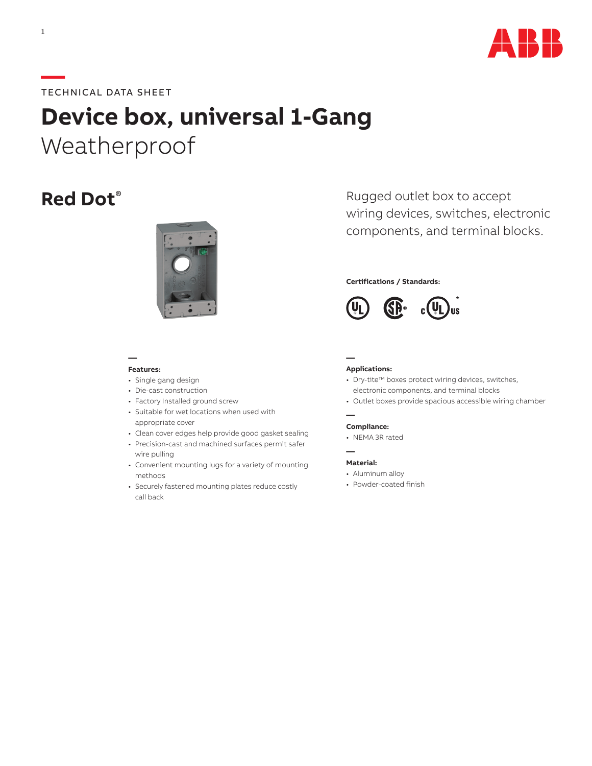TECHNICAL DATA SHEET

# Device box, universal 1-Gang

Weatherproof

## Red Dot®

Rugged outlet box to accept wiring devices, switches, electronic components, and terminal blocks.

**Certifications / Standards:**

**Features:**

- Single gang design
- Die-cast construction
- Factory Installed ground screw
- Suitable for wet locations when used with appropriate cover
- Clean cover edges help provide good gasket sealing
- Precision-cast and machined surfaces permit safer wire pulling
- Convenient mounting lugs for a variety of mounting methods
- Securely fastened mounting plates reduce costly call back

**Applications:**

- Dry-tite™ boxes protect wiring devices, switches, electronic components, and terminal blocks
- Outlet boxes provide spacious accessible wiring chamber

**Compliance:**

- NEMA 3R rated

**Material:**

- Aluminum alloy
- Powder-coated finish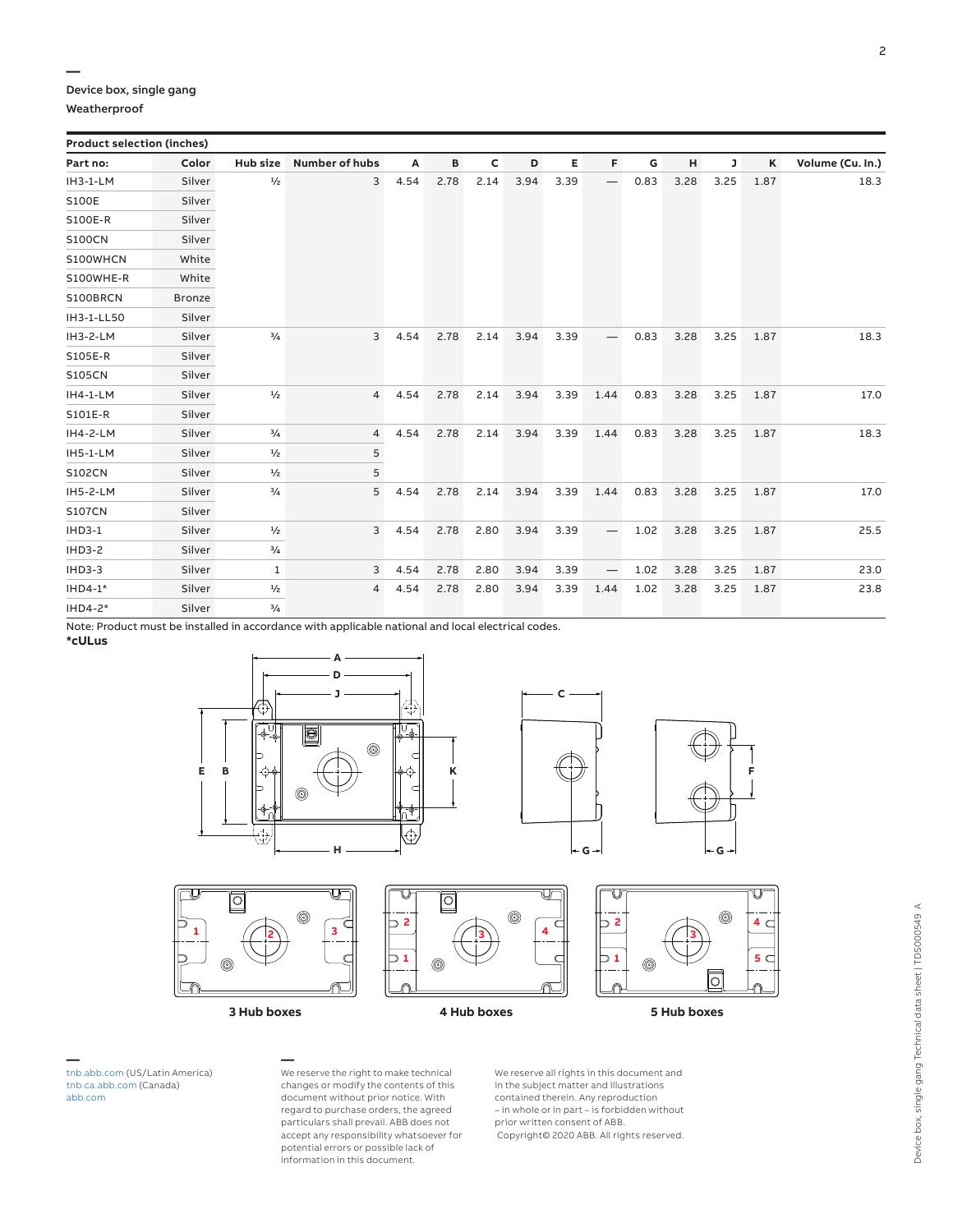Device box, single gang

Weatherproof

**Product selection (inches)**

| Part no: | Color | Hub size | Number of hubs | A | B | C | D | E | F | G | H | J | K | Volume (Cu. In.) |
|---|---|---|---|---|---|---|---|---|---|---|---|---|---|---|
| IH3-1-LM | Silver | ½ | 3 | 4.54 | 2.78 | 2.14 | 3.94 | 3.39 | — | 0.83 | 3.28 | 3.25 | 1.87 | 18.3 |
| S100E | Silver | | | | | | | | | | | | | |
| S100E-R | Silver | | | | | | | | | | | | | |
| S100CN | Silver | | | | | | | | | | | | | |
| S100WHCN | White | | | | | | | | | | | | | |
| S100WHE-R | White | | | | | | | | | | | | | |
| S100BRCN | Bronze | | | | | | | | | | | | | |
| IH3-1-LL50 | Silver | | | | | | | | | | | | | |
| IH3-2-LM | Silver | ¾ | 3 | 4.54 | 2.78 | 2.14 | 3.94 | 3.39 | — | 0.83 | 3.28 | 3.25 | 1.87 | 18.3 |
| S105E-R | Silver | | | | | | | | | | | | | |
| S105CN | Silver | | | | | | | | | | | | | |
| IH4-1-LM | Silver | ½ | 4 | 4.54 | 2.78 | 2.14 | 3.94 | 3.39 | 1.44 | 0.83 | 3.28 | 3.25 | 1.87 | 17.0 |
| S101E-R | Silver | | | | | | | | | | | | | |
| IH4-2-LM | Silver | ¾ | 4 | 4.54 | 2.78 | 2.14 | 3.94 | 3.39 | 1.44 | 0.83 | 3.28 | 3.25 | 1.87 | 18.3 |
| IH5-1-LM | Silver | ½ | 5 | | | | | | | | | | | |
| S102CN | Silver | ½ | 5 | | | | | | | | | | | |
| IH5-2-LM | Silver | ¾ | 5 | 4.54 | 2.78 | 2.14 | 3.94 | 3.39 | 1.44 | 0.83 | 3.28 | 3.25 | 1.87 | 17.0 |
| S107CN | Silver | | | | | | | | | | | | | |
| IHD3-1 | Silver | ½ | 3 | 4.54 | 2.78 | 2.80 | 3.94 | 3.39 | — | 1.02 | 3.28 | 3.25 | 1.87 | 25.5 |
| IHD3-2 | Silver | ¾ | | | | | | | | | | | | |
| IHD3-3 | Silver | 1 | 3 | 4.54 | 2.78 | 2.80 | 3.94 | 3.39 | — | 1.02 | 3.28 | 3.25 | 1.87 | 23.0 |
| IHD4-1* | Silver | ½ | 4 | 4.54 | 2.78 | 2.80 | 3.94 | 3.39 | 1.44 | 1.02 | 3.28 | 3.25 | 1.87 | 23.8 |
| IHD4-2* | Silver | ¾ | | | | | | | | | | | | |

Note: Product must be installed in accordance with applicable national and local electrical codes.

**\*cULus**

A D J E B K H C G F G

1 2 3

2 1 3 4

2 1 3 4 5

**3 Hub boxes** **4 Hub boxes** **5 Hub boxes**

tnb.abb.com (US/Latin America)
tnb.ca.abb.com (Canada)
abb.com

We reserve the right to make technical changes or modify the contents of this document without prior notice. With regard to purchase orders, the agreed particulars shall prevail. ABB does not accept any responsibility whatsoever for potential errors or possible lack of information in this document.

We reserve all rights in this document and in the subject matter and illustrations contained therein. Any reproduction – in whole or in part – is forbidden without prior written consent of ABB.
Copyright© 2020 ABB. All rights reserved.